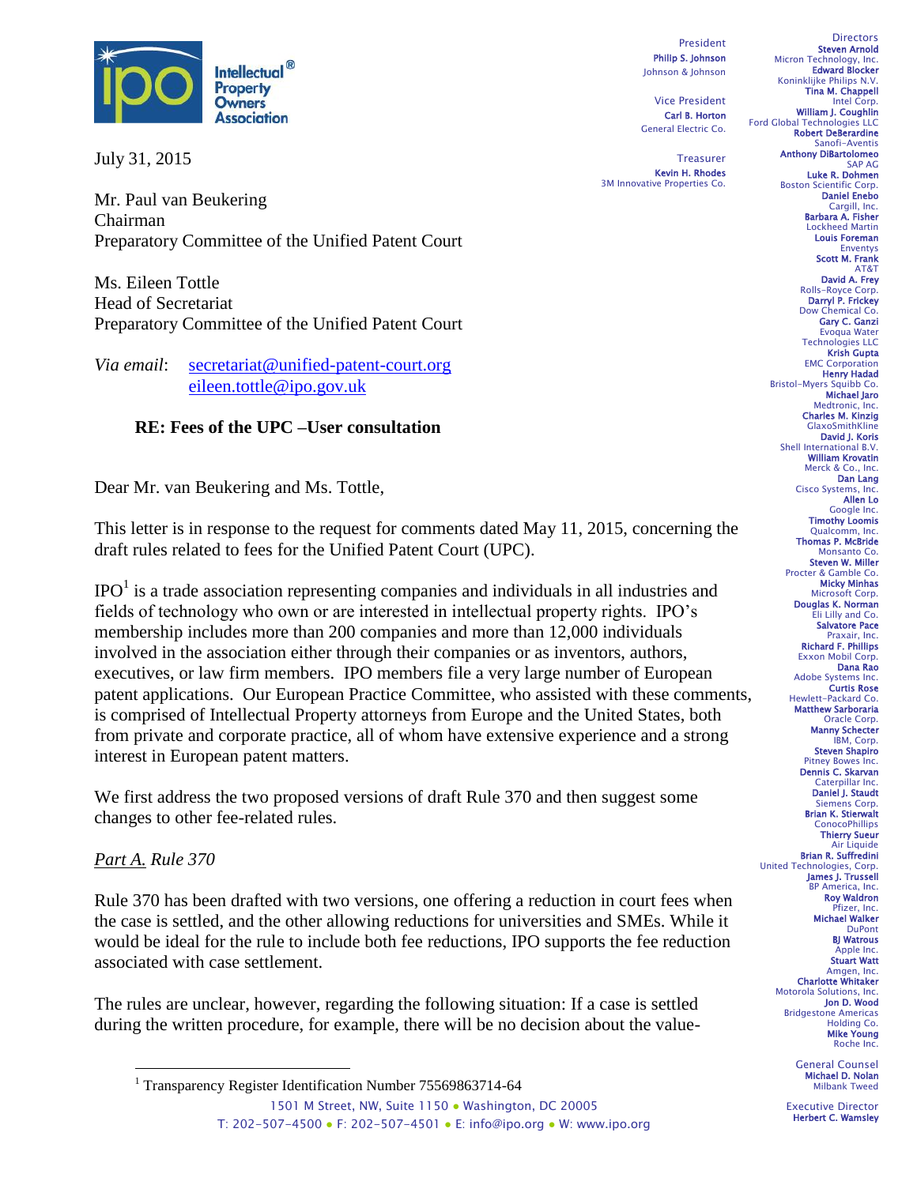**Intellectual® Property Owners Association**

President
**Philip S. Johnson**
Johnson & Johnson

Vice President
**Carl B. Horton**
General Electric Co.

Treasurer
**Kevin H. Rhodes**
3M Innovative Properties Co.

Directors
**Steven Arnold** Micron Technology, Inc.
**Edward Blocker** Koninklijke Philips N.V.
**Tina M. Chappell** Intel Corp.
**William J. Coughlin** Ford Global Technologies LLC
**Robert DeBerardine** Sanofi-Aventis
**Anthony DiBartolomeo** SAP AG
**Luke R. Dohmen** Boston Scientific Corp.
**Daniel Enebo** Cargill, Inc.
**Barbara A. Fisher** Lockheed Martin
**Louis Foreman** Enventys
**Scott M. Frank** AT&T
**David A. Frey** Rolls-Royce Corp.
**Darryl P. Frickey** Dow Chemical Co.
**Gary C. Ganzi** Evoqua Water Technologies LLC
**Krish Gupta** EMC Corporation
**Henry Hadad** Bristol-Myers Squibb Co.
**Michael Jaro** Medtronic, Inc.
**Charles M. Kinzig** GlaxoSmithKline
**David J. Koris** Shell International B.V.
**William Krovatin** Merck & Co., Inc.
**Dan Lang** Cisco Systems, Inc.
**Allen Lo** Google Inc.
**Timothy Loomis** Qualcomm, Inc.
**Thomas P. McBride** Monsanto Co.
**Steven W. Miller** Procter & Gamble Co.
**Micky Minhas** Microsoft Corp.
**Douglas K. Norman** Eli Lilly and Co.
**Salvatore Pace** Praxair, Inc.
**Richard F. Phillips** Exxon Mobil Corp.
**Dana Rao** Adobe Systems Inc.
**Curtis Rose** Hewlett-Packard Co.
**Matthew Sarboraria** Oracle Corp.
**Manny Schecter** IBM, Corp.
**Steven Shapiro** Pitney Bowes Inc.
**Dennis C. Skarvan** Caterpillar Inc.
**Daniel J. Staudt** Siemens Corp.
**Brian K. Stierwalt** ConocoPhillips
**Thierry Sueur** Air Liquide
**Brian R. Suffredini** United Technologies, Corp.
**James J. Trussell** BP America, Inc.
**Roy Waldron** Pfizer, Inc.
**Michael Walker** DuPont
**BJ Watrous** Apple Inc.
**Stuart Watt** Amgen, Inc.
**Charlotte Whitaker** Motorola Solutions, Inc.
**Jon D. Wood** Bridgestone Americas Holding Co.
**Mike Young** Roche Inc.

General Counsel
**Michael D. Nolan**
Milbank Tweed

Executive Director
**Herbert C. Wamsley**

July 31, 2015

Mr. Paul van Beukering
Chairman
Preparatory Committee of the Unified Patent Court

Ms. Eileen Tottle
Head of Secretariat
Preparatory Committee of the Unified Patent Court

*Via email*: secretariat@unified-patent-court.org
eileen.tottle@ipo.gov.uk

**RE: Fees of the UPC –User consultation**

Dear Mr. van Beukering and Ms. Tottle,

This letter is in response to the request for comments dated May 11, 2015, concerning the draft rules related to fees for the Unified Patent Court (UPC).

IPO[1] is a trade association representing companies and individuals in all industries and fields of technology who own or are interested in intellectual property rights. IPO's membership includes more than 200 companies and more than 12,000 individuals involved in the association either through their companies or as inventors, authors, executives, or law firm members. IPO members file a very large number of European patent applications. Our European Practice Committee, who assisted with these comments, is comprised of Intellectual Property attorneys from Europe and the United States, both from private and corporate practice, all of whom have extensive experience and a strong interest in European patent matters.

We first address the two proposed versions of draft Rule 370 and then suggest some changes to other fee-related rules.

*Part A. Rule 370*

Rule 370 has been drafted with two versions, one offering a reduction in court fees when the case is settled, and the other allowing reductions for universities and SMEs. While it would be ideal for the rule to include both fee reductions, IPO supports the fee reduction associated with case settlement.

The rules are unclear, however, regarding the following situation: If a case is settled during the written procedure, for example, there will be no decision about the value-

[1] Transparency Register Identification Number 75569863714-64

1501 M Street, NW, Suite 1150 • Washington, DC 20005
T: 202-507-4500 • F: 202-507-4501 • E: info@ipo.org • W: www.ipo.org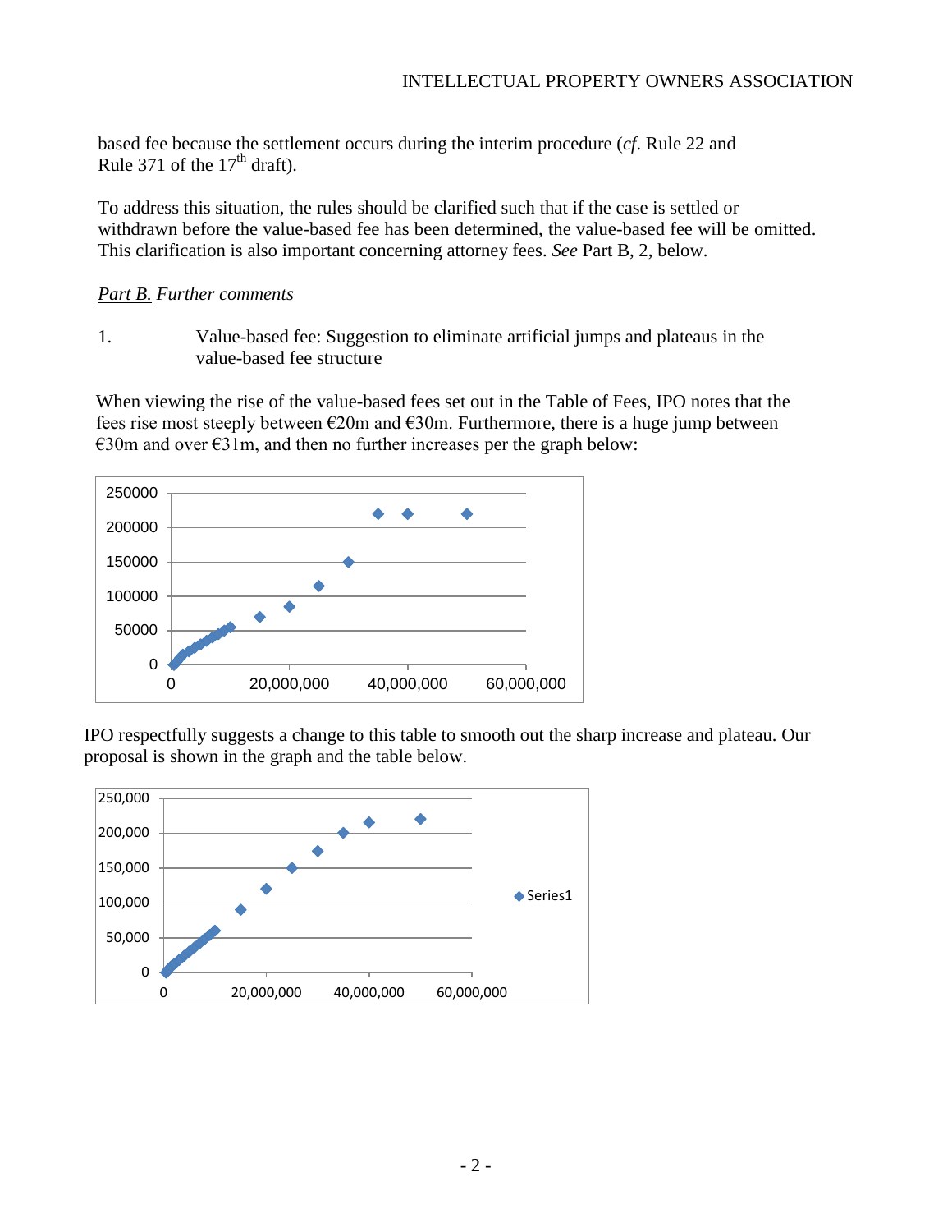based fee because the settlement occurs during the interim procedure (*cf*. Rule 22 and Rule 371 of the 17th draft).

To address this situation, the rules should be clarified such that if the case is settled or withdrawn before the value-based fee has been determined, the value-based fee will be omitted. This clarification is also important concerning attorney fees. *See* Part B, 2, below.

*Part B.* *Further comments*

1. Value-based fee: Suggestion to eliminate artificial jumps and plateaus in the value-based fee structure

When viewing the rise of the value-based fees set out in the Table of Fees, IPO notes that the fees rise most steeply between €20m and €30m. Furthermore, there is a huge jump between €30m and over €31m, and then no further increases per the graph below:

IPO respectfully suggests a change to this table to smooth out the sharp increase and plateau. Our proposal is shown in the graph and the table below.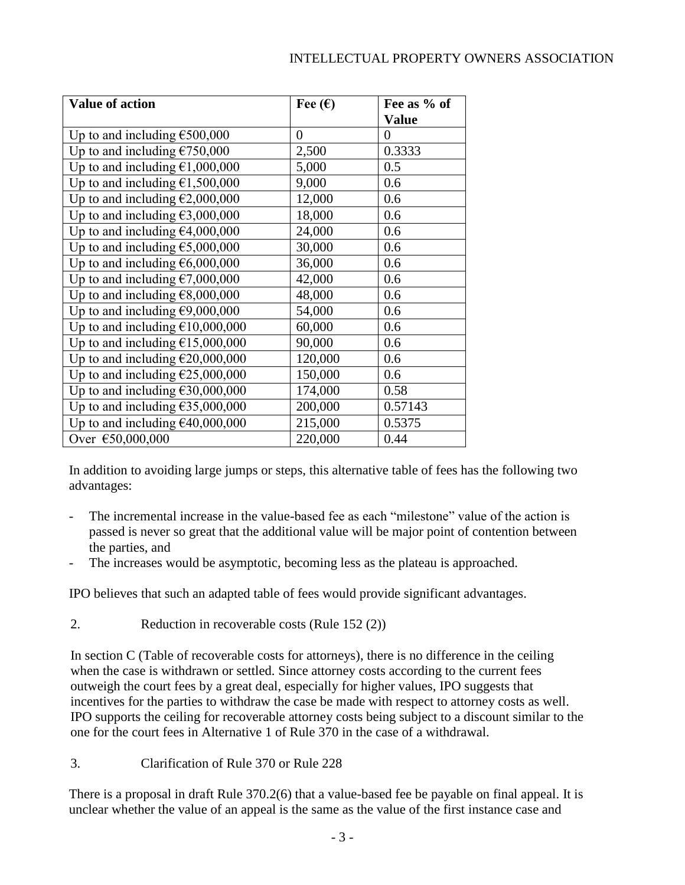| Value of action | Fee (€) | Fee as % of Value |
|---|---|---|
| Up to and including €500,000 | 0 | 0 |
| Up to and including €750,000 | 2,500 | 0.3333 |
| Up to and including €1,000,000 | 5,000 | 0.5 |
| Up to and including €1,500,000 | 9,000 | 0.6 |
| Up to and including €2,000,000 | 12,000 | 0.6 |
| Up to and including €3,000,000 | 18,000 | 0.6 |
| Up to and including €4,000,000 | 24,000 | 0.6 |
| Up to and including €5,000,000 | 30,000 | 0.6 |
| Up to and including €6,000,000 | 36,000 | 0.6 |
| Up to and including €7,000,000 | 42,000 | 0.6 |
| Up to and including €8,000,000 | 48,000 | 0.6 |
| Up to and including €9,000,000 | 54,000 | 0.6 |
| Up to and including €10,000,000 | 60,000 | 0.6 |
| Up to and including €15,000,000 | 90,000 | 0.6 |
| Up to and including €20,000,000 | 120,000 | 0.6 |
| Up to and including €25,000,000 | 150,000 | 0.6 |
| Up to and including €30,000,000 | 174,000 | 0.58 |
| Up to and including €35,000,000 | 200,000 | 0.57143 |
| Up to and including €40,000,000 | 215,000 | 0.5375 |
| Over €50,000,000 | 220,000 | 0.44 |

In addition to avoiding large jumps or steps, this alternative table of fees has the following two advantages:

- The incremental increase in the value-based fee as each "milestone" value of the action is passed is never so great that the additional value will be major point of contention between the parties, and
- The increases would be asymptotic, becoming less as the plateau is approached.

IPO believes that such an adapted table of fees would provide significant advantages.

2. Reduction in recoverable costs (Rule 152 (2))

In section C (Table of recoverable costs for attorneys), there is no difference in the ceiling when the case is withdrawn or settled. Since attorney costs according to the current fees outweigh the court fees by a great deal, especially for higher values, IPO suggests that incentives for the parties to withdraw the case be made with respect to attorney costs as well. IPO supports the ceiling for recoverable attorney costs being subject to a discount similar to the one for the court fees in Alternative 1 of Rule 370 in the case of a withdrawal.

3. Clarification of Rule 370 or Rule 228

There is a proposal in draft Rule 370.2(6) that a value-based fee be payable on final appeal. It is unclear whether the value of an appeal is the same as the value of the first instance case and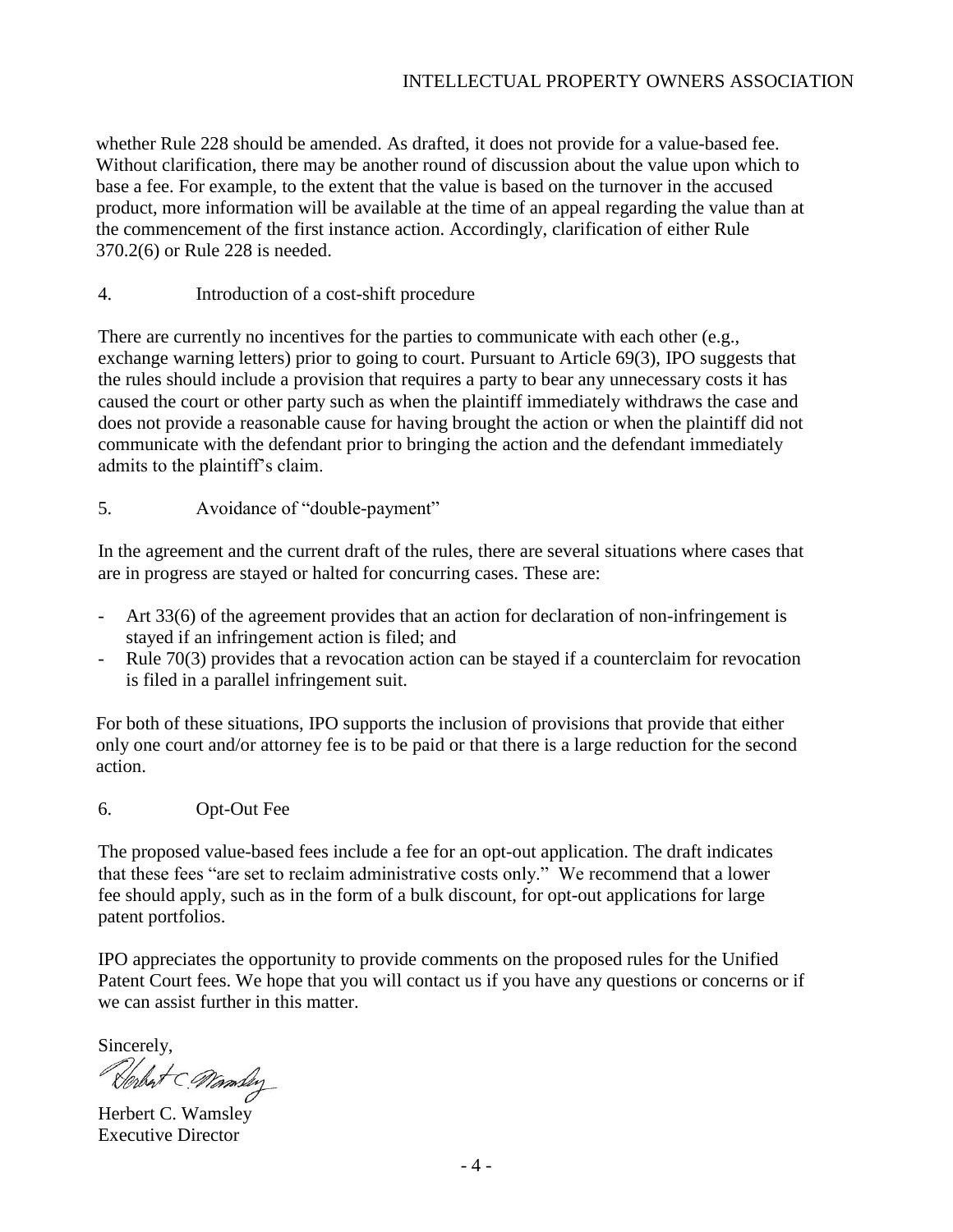whether Rule 228 should be amended. As drafted, it does not provide for a value-based fee. Without clarification, there may be another round of discussion about the value upon which to base a fee. For example, to the extent that the value is based on the turnover in the accused product, more information will be available at the time of an appeal regarding the value than at the commencement of the first instance action. Accordingly, clarification of either Rule 370.2(6) or Rule 228 is needed.

4. Introduction of a cost-shift procedure

There are currently no incentives for the parties to communicate with each other (e.g., exchange warning letters) prior to going to court. Pursuant to Article 69(3), IPO suggests that the rules should include a provision that requires a party to bear any unnecessary costs it has caused the court or other party such as when the plaintiff immediately withdraws the case and does not provide a reasonable cause for having brought the action or when the plaintiff did not communicate with the defendant prior to bringing the action and the defendant immediately admits to the plaintiff's claim.

5. Avoidance of "double-payment"

In the agreement and the current draft of the rules, there are several situations where cases that are in progress are stayed or halted for concurring cases. These are:

- Art 33(6) of the agreement provides that an action for declaration of non-infringement is stayed if an infringement action is filed; and
- Rule 70(3) provides that a revocation action can be stayed if a counterclaim for revocation is filed in a parallel infringement suit.

For both of these situations, IPO supports the inclusion of provisions that provide that either only one court and/or attorney fee is to be paid or that there is a large reduction for the second action.

6. Opt-Out Fee

The proposed value-based fees include a fee for an opt-out application. The draft indicates that these fees "are set to reclaim administrative costs only." We recommend that a lower fee should apply, such as in the form of a bulk discount, for opt-out applications for large patent portfolios.

IPO appreciates the opportunity to provide comments on the proposed rules for the Unified Patent Court fees. We hope that you will contact us if you have any questions or concerns or if we can assist further in this matter.

Sincerely,

Herbert C. Wamsley
Executive Director